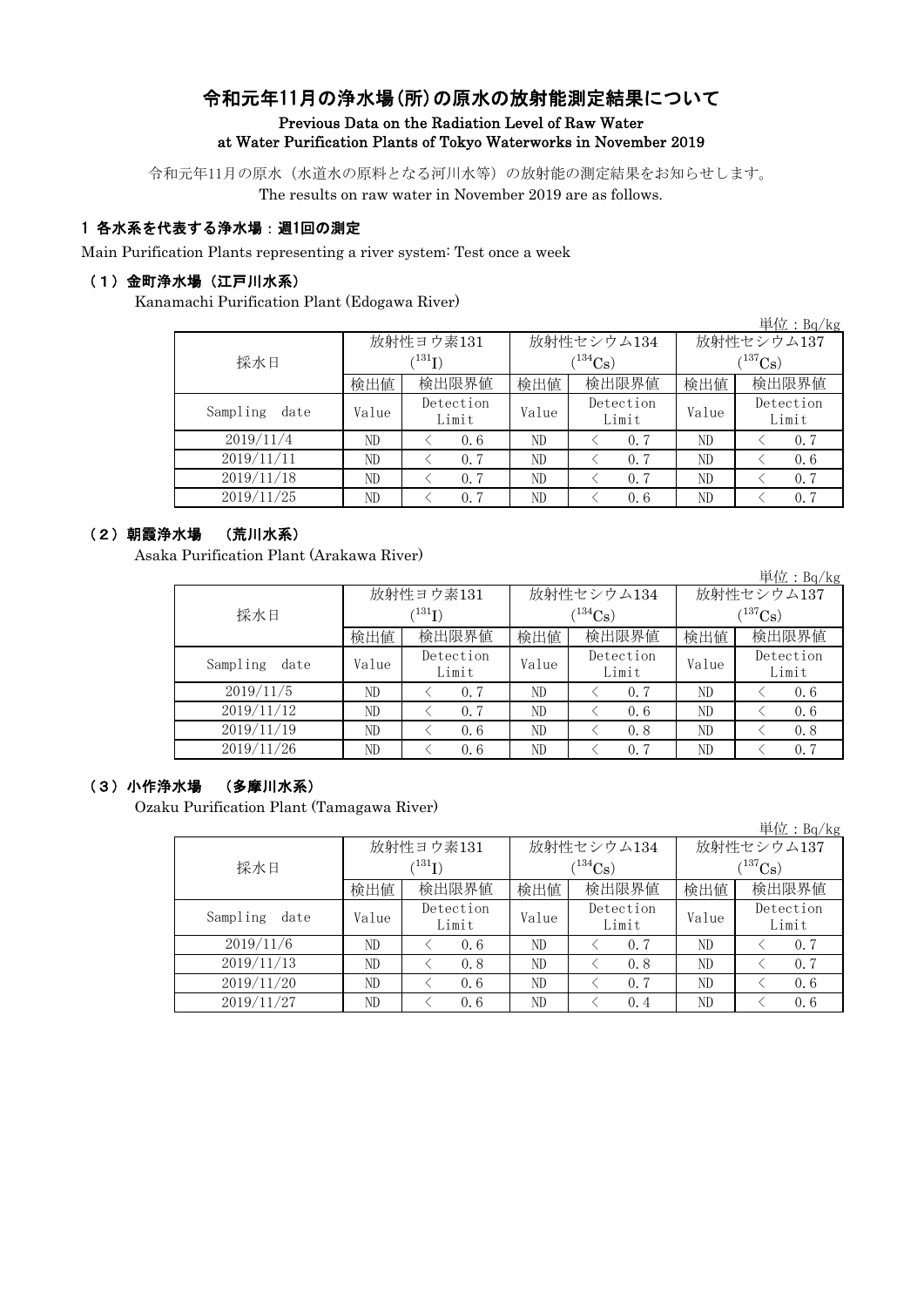# 令和元年11月の浄水場(所)の原水の放射能測定結果について

**Previous Data on the Radiation Level of Raw Water at Water Purification Plants of Tokyo Waterworks in November 2019**

令和元年11月の原水（水道水の原料となる河川水等）の放射能の測定結果をお知らせします。
The results on raw water in November 2019 are as follows.

## 1 各水系を代表する浄水場：週1回の測定

Main Purification Plants representing a river system: Test once a week

### （1）金町浄水場（江戸川水系）

Kanamachi Purification Plant (Edogawa River)

単位：Bq/kg

| 採水日 | 放射性ヨウ素131 ($^{131}$I) | | 放射性セシウム134 ($^{134}$Cs) | | 放射性セシウム137 ($^{137}$Cs) | |
|---|---|---|---|---|---|---|
| | 検出値 | 検出限界値 | 検出値 | 検出限界値 | 検出値 | 検出限界値 |
| Sampling date | Value | Detection Limit | Value | Detection Limit | Value | Detection Limit |
| 2019/11/4 | ND | ＜ 0.6 | ND | ＜ 0.7 | ND | ＜ 0.7 |
| 2019/11/11 | ND | ＜ 0.7 | ND | ＜ 0.7 | ND | ＜ 0.6 |
| 2019/11/18 | ND | ＜ 0.7 | ND | ＜ 0.7 | ND | ＜ 0.7 |
| 2019/11/25 | ND | ＜ 0.7 | ND | ＜ 0.6 | ND | ＜ 0.7 |

### （2）朝霞浄水場　（荒川水系）

Asaka Purification Plant (Arakawa River)

単位：Bq/kg

| 採水日 | 放射性ヨウ素131 ($^{131}$I) | | 放射性セシウム134 ($^{134}$Cs) | | 放射性セシウム137 ($^{137}$Cs) | |
|---|---|---|---|---|---|---|
| | 検出値 | 検出限界値 | 検出値 | 検出限界値 | 検出値 | 検出限界値 |
| Sampling date | Value | Detection Limit | Value | Detection Limit | Value | Detection Limit |
| 2019/11/5 | ND | ＜ 0.7 | ND | ＜ 0.7 | ND | ＜ 0.6 |
| 2019/11/12 | ND | ＜ 0.7 | ND | ＜ 0.6 | ND | ＜ 0.6 |
| 2019/11/19 | ND | ＜ 0.6 | ND | ＜ 0.8 | ND | ＜ 0.8 |
| 2019/11/26 | ND | ＜ 0.6 | ND | ＜ 0.7 | ND | ＜ 0.7 |

### （3）小作浄水場　（多摩川水系）

Ozaku Purification Plant (Tamagawa River)

単位：Bq/kg

| 採水日 | 放射性ヨウ素131 ($^{131}$I) | | 放射性セシウム134 ($^{134}$Cs) | | 放射性セシウム137 ($^{137}$Cs) | |
|---|---|---|---|---|---|---|
| | 検出値 | 検出限界値 | 検出値 | 検出限界値 | 検出値 | 検出限界値 |
| Sampling date | Value | Detection Limit | Value | Detection Limit | Value | Detection Limit |
| 2019/11/6 | ND | ＜ 0.6 | ND | ＜ 0.7 | ND | ＜ 0.7 |
| 2019/11/13 | ND | ＜ 0.8 | ND | ＜ 0.8 | ND | ＜ 0.7 |
| 2019/11/20 | ND | ＜ 0.6 | ND | ＜ 0.7 | ND | ＜ 0.6 |
| 2019/11/27 | ND | ＜ 0.6 | ND | ＜ 0.4 | ND | ＜ 0.6 |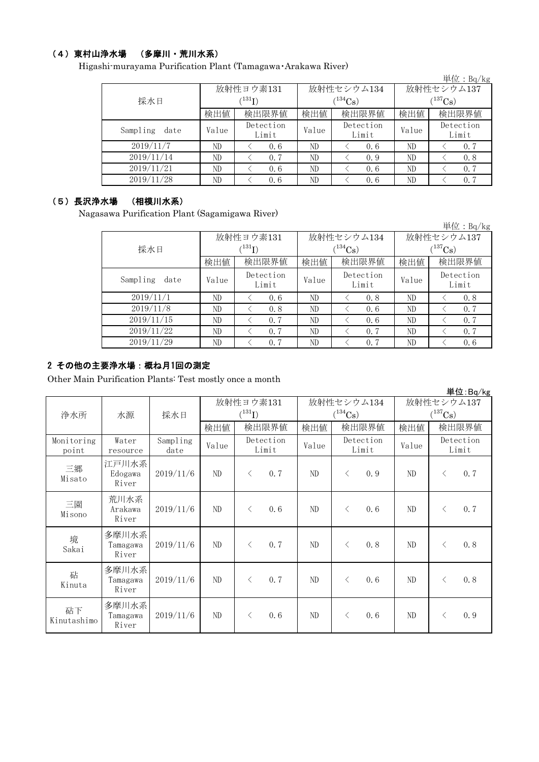### （4）東村山浄水場　（多摩川・荒川水系）

Higashi-murayama Purification Plant (Tamagawa･Arakawa River)

単位：Bq/kg

| 採水日 | 放射性ヨウ素131 ($^{131}I$) | | 放射性セシウム134 ($^{134}Cs$) | | 放射性セシウム137 ($^{137}Cs$) | |
|---|---|---|---|---|---|---|
| | 検出値 | 検出限界値 | 検出値 | 検出限界値 | 検出値 | 検出限界値 |
| Sampling date | Value | Detection Limit | Value | Detection Limit | Value | Detection Limit |
| 2019/11/7 | ND | ＜ 0.6 | ND | ＜ 0.6 | ND | ＜ 0.7 |
| 2019/11/14 | ND | ＜ 0.7 | ND | ＜ 0.9 | ND | ＜ 0.8 |
| 2019/11/21 | ND | ＜ 0.6 | ND | ＜ 0.6 | ND | ＜ 0.7 |
| 2019/11/28 | ND | ＜ 0.6 | ND | ＜ 0.6 | ND | ＜ 0.7 |

### （5）長沢浄水場　（相模川水系）

Nagasawa Purification Plant (Sagamigawa River)

単位：Bq/kg

| 採水日 | 放射性ヨウ素131 ($^{131}I$) | | 放射性セシウム134 ($^{134}Cs$) | | 放射性セシウム137 ($^{137}Cs$) | |
|---|---|---|---|---|---|---|
| | 検出値 | 検出限界値 | 検出値 | 検出限界値 | 検出値 | 検出限界値 |
| Sampling date | Value | Detection Limit | Value | Detection Limit | Value | Detection Limit |
| 2019/11/1 | ND | ＜ 0.6 | ND | ＜ 0.8 | ND | ＜ 0.8 |
| 2019/11/8 | ND | ＜ 0.8 | ND | ＜ 0.6 | ND | ＜ 0.7 |
| 2019/11/15 | ND | ＜ 0.7 | ND | ＜ 0.6 | ND | ＜ 0.7 |
| 2019/11/22 | ND | ＜ 0.7 | ND | ＜ 0.7 | ND | ＜ 0.7 |
| 2019/11/29 | ND | ＜ 0.7 | ND | ＜ 0.7 | ND | ＜ 0.6 |

## 2 その他の主要浄水場：概ね月1回の測定

Other Main Purification Plants: Test mostly once a month

単位:Bq/kg

| 浄水所 | 水源 | 採水日 | 放射性ヨウ素131 ($^{131}I$) | | 放射性セシウム134 ($^{134}Cs$) | | 放射性セシウム137 ($^{137}Cs$) | |
|---|---|---|---|---|---|---|---|---|
| | | | 検出値 | 検出限界値 | 検出値 | 検出限界値 | 検出値 | 検出限界値 |
| Monitoring point | Water resource | Sampling date | Value | Detection Limit | Value | Detection Limit | Value | Detection Limit |
| 三郷 Misato | 江戸川水系 Edogawa River | 2019/11/6 | ND | ＜ 0.7 | ND | ＜ 0.9 | ND | ＜ 0.7 |
| 三園 Misono | 荒川水系 Arakawa River | 2019/11/6 | ND | ＜ 0.6 | ND | ＜ 0.6 | ND | ＜ 0.7 |
| 境 Sakai | 多摩川水系 Tamagawa River | 2019/11/6 | ND | ＜ 0.7 | ND | ＜ 0.8 | ND | ＜ 0.8 |
| 砧 Kinuta | 多摩川水系 Tamagawa River | 2019/11/6 | ND | ＜ 0.7 | ND | ＜ 0.6 | ND | ＜ 0.8 |
| 砧下 Kinutashimo | 多摩川水系 Tamagawa River | 2019/11/6 | ND | ＜ 0.6 | ND | ＜ 0.6 | ND | ＜ 0.9 |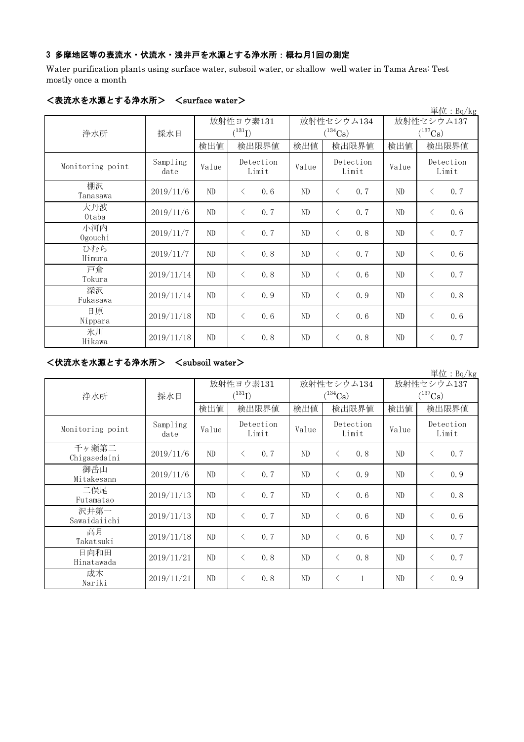### 3 多摩地区等の表流水・伏流水・浅井戸を水源とする浄水所：概ね月1回の測定

Water purification plants using surface water, subsoil water, or shallow well water in Tama Area: Test mostly once a month

#### <表流水を水源とする浄水所> <surface water>

単位：Bq/kg

| 浄水所 | 採水日 | 放射性ヨウ素131 ($^{131}I$) | | 放射性セシウム134 ($^{134}Cs$) | | 放射性セシウム137 ($^{137}Cs$) | |
|---|---|---|---|---|---|---|---|
| | | 検出値 | 検出限界値 | 検出値 | 検出限界値 | 検出値 | 検出限界値 |
| Monitoring point | Sampling date | Value | Detection Limit | Value | Detection Limit | Value | Detection Limit |
| 棚沢 Tanasawa | 2019/11/6 | ND | < 0.6 | ND | < 0.7 | ND | < 0.7 |
| 大丹波 Otaba | 2019/11/6 | ND | < 0.7 | ND | < 0.7 | ND | < 0.6 |
| 小河内 Ogouchi | 2019/11/7 | ND | < 0.7 | ND | < 0.8 | ND | < 0.7 |
| ひむら Himura | 2019/11/7 | ND | < 0.8 | ND | < 0.7 | ND | < 0.6 |
| 戸倉 Tokura | 2019/11/14 | ND | < 0.8 | ND | < 0.6 | ND | < 0.7 |
| 深沢 Fukasawa | 2019/11/14 | ND | < 0.9 | ND | < 0.9 | ND | < 0.8 |
| 日原 Nippara | 2019/11/18 | ND | < 0.6 | ND | < 0.6 | ND | < 0.6 |
| 氷川 Hikawa | 2019/11/18 | ND | < 0.8 | ND | < 0.8 | ND | < 0.7 |

#### <伏流水を水源とする浄水所> <subsoil water>

単位：Bq/kg

| 浄水所 | 採水日 | 放射性ヨウ素131 ($^{131}I$) | | 放射性セシウム134 ($^{134}Cs$) | | 放射性セシウム137 ($^{137}Cs$) | |
|---|---|---|---|---|---|---|---|
| | | 検出値 | 検出限界値 | 検出値 | 検出限界値 | 検出値 | 検出限界値 |
| Monitoring point | Sampling date | Value | Detection Limit | Value | Detection Limit | Value | Detection Limit |
| 千ヶ瀬第二 Chigasedaini | 2019/11/6 | ND | < 0.7 | ND | < 0.8 | ND | < 0.7 |
| 御岳山 Mitakesann | 2019/11/6 | ND | < 0.7 | ND | < 0.9 | ND | < 0.9 |
| 二俣尾 Futamatao | 2019/11/13 | ND | < 0.7 | ND | < 0.6 | ND | < 0.8 |
| 沢井第一 Sawaidaiichi | 2019/11/13 | ND | < 0.7 | ND | < 0.6 | ND | < 0.6 |
| 高月 Takatsuki | 2019/11/18 | ND | < 0.7 | ND | < 0.6 | ND | < 0.7 |
| 日向和田 Hinatawada | 2019/11/21 | ND | < 0.8 | ND | < 0.8 | ND | < 0.7 |
| 成木 Nariki | 2019/11/21 | ND | < 0.8 | ND | < 1 | ND | < 0.9 |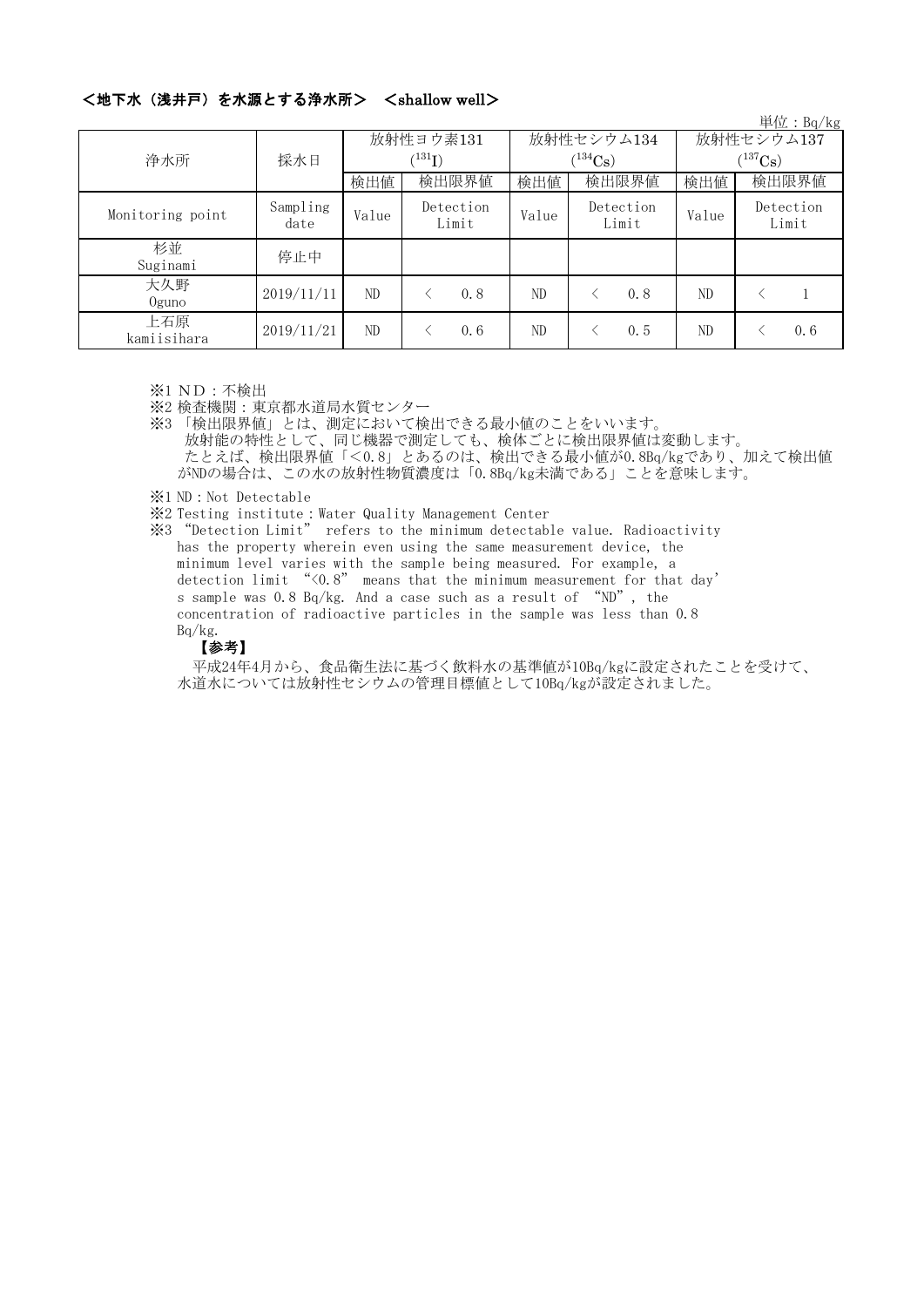## ＜地下水（浅井戸）を水源とする浄水所＞　＜shallow well＞

単位：Bq/kg

| 浄水所 | 採水日 | 放射性ヨウ素131 ($^{131}I$) | | 放射性セシウム134 ($^{134}Cs$) | | 放射性セシウム137 ($^{137}Cs$) | |
|---|---|---|---|---|---|---|---|
| | | 検出値 | 検出限界値 | 検出値 | 検出限界値 | 検出値 | 検出限界値 |
| Monitoring point | Sampling date | Value | Detection Limit | Value | Detection Limit | Value | Detection Limit |
| 杉並 Suginami | 停止中 | | | | | | |
| 大久野 Oguno | 2019/11/11 | ND | ＜　0.8 | ND | ＜　0.8 | ND | ＜　1 |
| 上石原 kamiisihara | 2019/11/21 | ND | ＜　0.6 | ND | ＜　0.5 | ND | ＜　0.6 |

※1 ＮＤ：不検出

※2 検査機関：東京都水道局水質センター

※3 「検出限界値」とは、測定において検出できる最小値のことをいいます。
放射能の特性として、同じ機器で測定しても、検体ごとに検出限界値は変動します。
たとえば、検出限界値「＜0.8」とあるのは、検出できる最小値が0.8Bq/kgであり、加えて検出値がNDの場合は、この水の放射性物質濃度は「0.8Bq/kg未満である」ことを意味します。

※1 ND：Not Detectable

※2 Testing institute：Water Quality Management Center

※3 "Detection Limit" refers to the minimum detectable value. Radioactivity has the property wherein even using the same measurement device, the minimum level varies with the sample being measured. For example, a detection limit "<0.8" means that the minimum measurement for that day's sample was 0.8 Bq/kg. And a case such as a result of "ND", the concentration of radioactive particles in the sample was less than 0.8 Bq/kg.

**【参考】**

平成24年4月から、食品衛生法に基づく飲料水の基準値が10Bq/kgに設定されたことを受けて、水道水については放射性セシウムの管理目標値として10Bq/kgが設定されました。